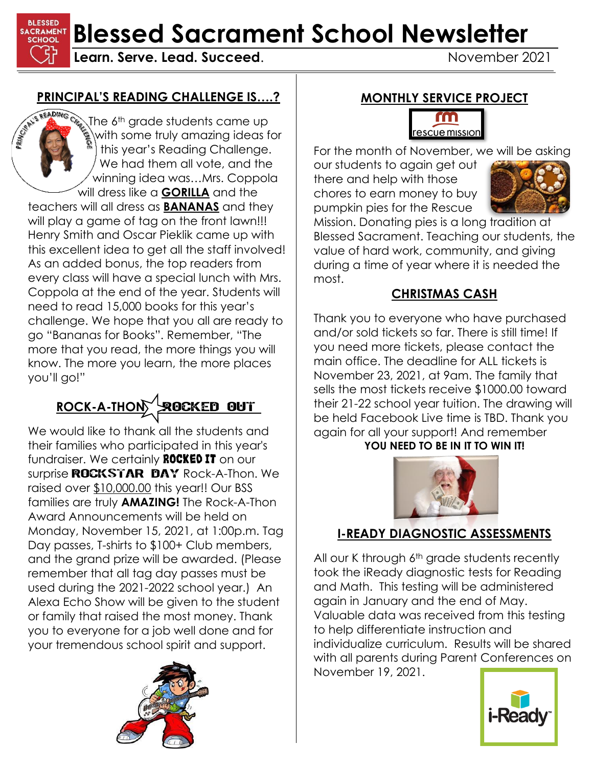# Blessed Sacrament School Newsletter

**Learn. Serve. Lead. Succeed.**

November 2021

## PRINCIPAL'S READING CHALLENGE IS....?

The 6th grade students came up with some truly amazing ideas for this year's Reading Challenge. We had them all vote, and the winning idea was…Mrs. Coppola will dress like a **GORILLA** and the teachers will all dress as **BANANAS** and they will play a game of tag on the front lawn!!! Henry Smith and Oscar Pieklik came up with this excellent idea to get all the staff involved! As an added bonus, the top readers from every class will have a special lunch with Mrs. Coppola at the end of the year. Students will need to read 15,000 books for this year's challenge. We hope that you all are ready to go "Bananas for Books". Remember, "The more that you read, the more things you will know. The more you learn, the more places you'll go!"

## ROCK-A-THON ROCKED OUT

We would like to thank all the students and their families who participated in this year's fundraiser. We certainly **ROCKED IT** on our surprise **ROCKSTAR DAY** Rock-A-Thon. We raised over $10,000.00 this year!! Our BSS families are truly **AMAZING!** The Rock-A-Thon Award Announcements will be held on Monday, November 15, 2021, at 1:00p.m. Tag Day passes, T-shirts to $100+ Club members, and the grand prize will be awarded. (Please remember that all tag day passes must be used during the 2021-2022 school year.) An Alexa Echo Show will be given to the student or family that raised the most money. Thank you to everyone for a job well done and for your tremendous school spirit and support.

## MONTHLY SERVICE PROJECT

For the month of November, we will be asking our students to again get out there and help with those chores to earn money to buy pumpkin pies for the Rescue Mission. Donating pies is a long tradition at Blessed Sacrament. Teaching our students, the value of hard work, community, and giving during a time of year where it is needed the most.

## CHRISTMAS CASH

Thank you to everyone who have purchased and/or sold tickets so far. There is still time! If you need more tickets, please contact the main office. The deadline for ALL tickets is November 23, 2021, at 9am. The family that sells the most tickets receive $1000.00 toward their 21-22 school year tuition. The drawing will be held Facebook Live time is TBD. Thank you again for all your support! And remember

**YOU NEED TO BE IN IT TO WIN IT!**

## I-READY DIAGNOSTIC ASSESSMENTS

All our K through 6th grade students recently took the iReady diagnostic tests for Reading and Math. This testing will be administered again in January and the end of May. Valuable data was received from this testing to help differentiate instruction and individualize curriculum. Results will be shared with all parents during Parent Conferences on November 19, 2021.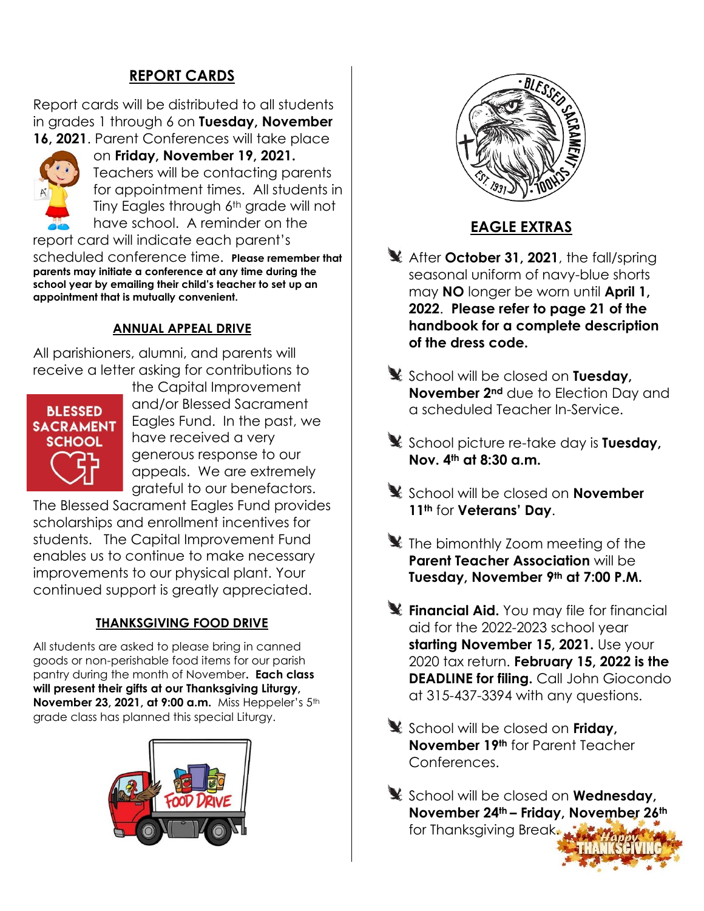## REPORT CARDS

Report cards will be distributed to all students in grades 1 through 6 on **Tuesday, November 16, 2021**. Parent Conferences will take place on **Friday, November 19, 2021.** Teachers will be contacting parents for appointment times. All students in Tiny Eagles through 6th grade will not have school. A reminder on the report card will indicate each parent's scheduled conference time. **Please remember that parents may initiate a conference at any time during the school year by emailing their child's teacher to set up an appointment that is mutually convenient.**

## ANNUAL APPEAL DRIVE

All parishioners, alumni, and parents will receive a letter asking for contributions to the Capital Improvement and/or Blessed Sacrament Eagles Fund. In the past, we have received a very generous response to our appeals. We are extremely grateful to our benefactors. The Blessed Sacrament Eagles Fund provides scholarships and enrollment incentives for students. The Capital Improvement Fund enables us to continue to make necessary improvements to our physical plant. Your continued support is greatly appreciated.

## THANKSGIVING FOOD DRIVE

All students are asked to please bring in canned goods or non-perishable food items for our parish pantry during the month of November. **Each class will present their gifts at our Thanksgiving Liturgy, November 23, 2021, at 9:00 a.m.** Miss Heppeler's 5th grade class has planned this special Liturgy.

## EAGLE EXTRAS

- After **October 31, 2021**, the fall/spring seasonal uniform of navy-blue shorts may **NO** longer be worn until **April 1, 2022**. **Please refer to page 21 of the handbook for a complete description of the dress code.**
- School will be closed on **Tuesday, November 2nd** due to Election Day and a scheduled Teacher In-Service.
- School picture re-take day is **Tuesday, Nov. 4th at 8:30 a.m.**
- School will be closed on **November 11th** for **Veterans' Day**.
- The bimonthly Zoom meeting of the **Parent Teacher Association** will be **Tuesday, November 9th at 7:00 P.M.**
- **Financial Aid.** You may file for financial aid for the 2022-2023 school year **starting November 15, 2021.** Use your 2020 tax return. **February 15, 2022 is the DEADLINE for filing.** Call John Giocondo at 315-437-3394 with any questions.
- School will be closed on **Friday, November 19th** for Parent Teacher Conferences.
- School will be closed on **Wednesday, November 24th – Friday, November 26th** for Thanksgiving Break.